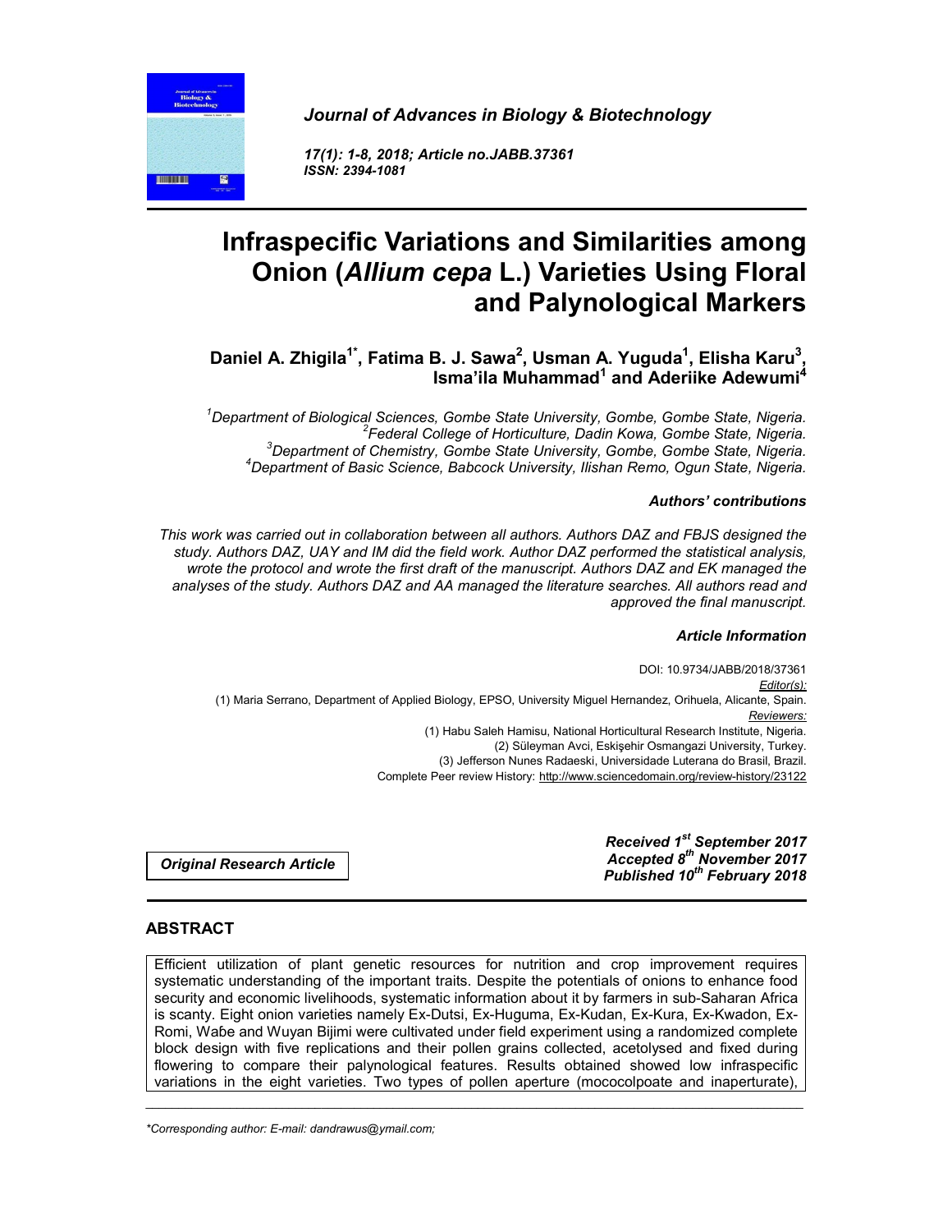# Infraspecific Variations and Similarities among Onion (*Allium cepa* L.) Varieties Using Floral and Palynological Markers

**Daniel A. Zhigila[1*], Fatima B. J. Sawa[2], Usman A. Yuguda[1], Elisha Karu[3], Isma'ila Muhammad[1] and Aderiike Adewumi[4]**

[1]*Department of Biological Sciences, Gombe State University, Gombe, Gombe State, Nigeria.*
[2]*Federal College of Horticulture, Dadin Kowa, Gombe State, Nigeria.*
[3]*Department of Chemistry, Gombe State University, Gombe, Gombe State, Nigeria.*
[4]*Department of Basic Science, Babcock University, Ilishan Remo, Ogun State, Nigeria.*

***Authors' contributions***

*This work was carried out in collaboration between all authors. Authors DAZ and FBJS designed the study. Authors DAZ, UAY and IM did the field work. Author DAZ performed the statistical analysis, wrote the protocol and wrote the first draft of the manuscript. Authors DAZ and EK managed the analyses of the study. Authors DAZ and AA managed the literature searches. All authors read and approved the final manuscript.*

***Article Information***

DOI: 10.9734/JABB/2018/37361

*Editor(s):*
(1) Maria Serrano, Department of Applied Biology, EPSO, University Miguel Hernandez, Orihuela, Alicante, Spain.

*Reviewers:*
(1) Habu Saleh Hamisu, National Horticultural Research Institute, Nigeria.
(2) Süleyman Avci, Eskişehir Osmangazi University, Turkey.
(3) Jefferson Nunes Radaeski, Universidade Luterana do Brasil, Brazil.

Complete Peer review History: http://www.sciencedomain.org/review-history/23122

***Original Research Article***

***Received 1st September 2017***
***Accepted 8th November 2017***
***Published 10th February 2018***

## ABSTRACT

Efficient utilization of plant genetic resources for nutrition and crop improvement requires systematic understanding of the important traits. Despite the potentials of onions to enhance food security and economic livelihoods, systematic information about it by farmers in sub-Saharan Africa is scanty. Eight onion varieties namely Ex-Dutsi, Ex-Huguma, Ex-Kudan, Ex-Kura, Ex-Kwadon, Ex-Romi, Waɓe and Wuyan Bijimi were cultivated under field experiment using a randomized complete block design with five replications and their pollen grains collected, acetolysed and fixed during flowering to compare their palynological features. Results obtained showed low infraspecific variations in the eight varieties. Two types of pollen aperture (mococolpoate and inaperturate),

*Corresponding author: E-mail: dandrawus@ymail.com;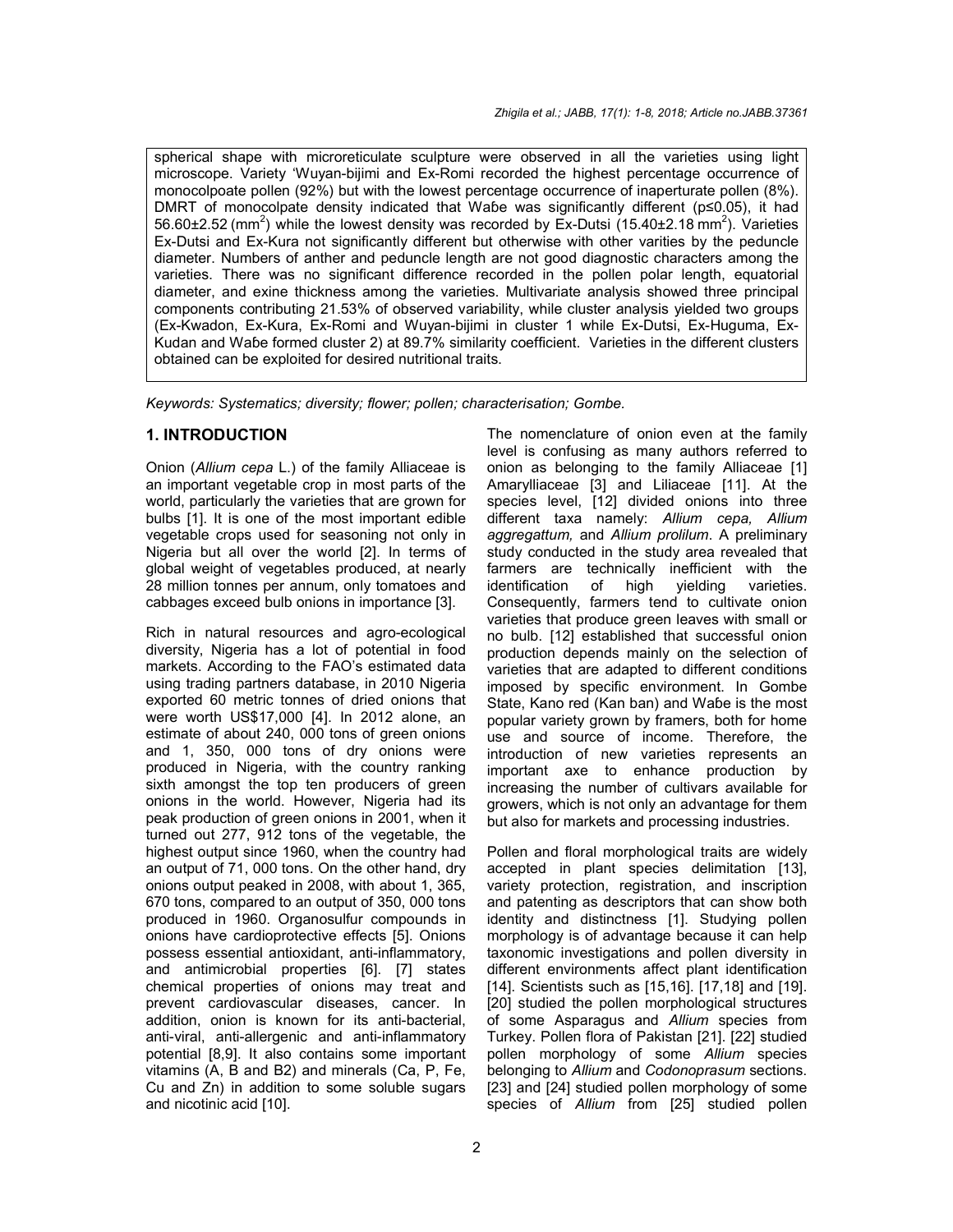spherical shape with microreticulate sculpture were observed in all the varieties using light microscope. Variety 'Wuyan-bijimi and Ex-Romi recorded the highest percentage occurrence of monocolpoate pollen (92%) but with the lowest percentage occurrence of inaperturate pollen (8%). DMRT of monocolpate density indicated that Waɓe was significantly different (p≤0.05), it had 56.60±2.52 (mm$^2$) while the lowest density was recorded by Ex-Dutsi (15.40±2.18 mm$^2$). Varieties Ex-Dutsi and Ex-Kura not significantly different but otherwise with other varities by the peduncle diameter. Numbers of anther and peduncle length are not good diagnostic characters among the varieties. There was no significant difference recorded in the pollen polar length, equatorial diameter, and exine thickness among the varieties. Multivariate analysis showed three principal components contributing 21.53% of observed variability, while cluster analysis yielded two groups (Ex-Kwadon, Ex-Kura, Ex-Romi and Wuyan-bijimi in cluster 1 while Ex-Dutsi, Ex-Huguma, Ex-Kudan and Waɓe formed cluster 2) at 89.7% similarity coefficient. Varieties in the different clusters obtained can be exploited for desired nutritional traits.

*Keywords: Systematics; diversity; flower; pollen; characterisation; Gombe.*

## 1. INTRODUCTION

Onion (*Allium cepa* L.) of the family Alliaceae is an important vegetable crop in most parts of the world, particularly the varieties that are grown for bulbs [1]. It is one of the most important edible vegetable crops used for seasoning not only in Nigeria but all over the world [2]. In terms of global weight of vegetables produced, at nearly 28 million tonnes per annum, only tomatoes and cabbages exceed bulb onions in importance [3].

Rich in natural resources and agro-ecological diversity, Nigeria has a lot of potential in food markets. According to the FAO's estimated data using trading partners database, in 2010 Nigeria exported 60 metric tonnes of dried onions that were worth US$17,000 [4]. In 2012 alone, an estimate of about 240, 000 tons of green onions and 1, 350, 000 tons of dry onions were produced in Nigeria, with the country ranking sixth amongst the top ten producers of green onions in the world. However, Nigeria had its peak production of green onions in 2001, when it turned out 277, 912 tons of the vegetable, the highest output since 1960, when the country had an output of 71, 000 tons. On the other hand, dry onions output peaked in 2008, with about 1, 365, 670 tons, compared to an output of 350, 000 tons produced in 1960. Organosulfur compounds in onions have cardioprotective effects [5]. Onions possess essential antioxidant, anti-inflammatory, and antimicrobial properties [6]. [7] states chemical properties of onions may treat and prevent cardiovascular diseases, cancer. In addition, onion is known for its anti-bacterial, anti-viral, anti-allergenic and anti-inflammatory potential [8,9]. It also contains some important vitamins (A, B and B2) and minerals (Ca, P, Fe, Cu and Zn) in addition to some soluble sugars and nicotinic acid [10].

The nomenclature of onion even at the family level is confusing as many authors referred to onion as belonging to the family Alliaceae [1] Amarylliaceae [3] and Liliaceae [11]. At the species level, [12] divided onions into three different taxa namely: *Allium cepa, Allium aggregattum,* and *Allium prolilum*. A preliminary study conducted in the study area revealed that farmers are technically inefficient with the identification of high yielding varieties. Consequently, farmers tend to cultivate onion varieties that produce green leaves with small or no bulb. [12] established that successful onion production depends mainly on the selection of varieties that are adapted to different conditions imposed by specific environment. In Gombe State, Kano red (Kan ban) and Waɓe is the most popular variety grown by framers, both for home use and source of income. Therefore, the introduction of new varieties represents an important axe to enhance production by increasing the number of cultivars available for growers, which is not only an advantage for them but also for markets and processing industries.

Pollen and floral morphological traits are widely accepted in plant species delimitation [13], variety protection, registration, and inscription and patenting as descriptors that can show both identity and distinctness [1]. Studying pollen morphology is of advantage because it can help taxonomic investigations and pollen diversity in different environments affect plant identification [14]. Scientists such as [15,16]. [17,18] and [19]. [20] studied the pollen morphological structures of some Asparagus and *Allium* species from Turkey. Pollen flora of Pakistan [21]. [22] studied pollen morphology of some *Allium* species belonging to *Allium* and *Codonoprasum* sections. [23] and [24] studied pollen morphology of some species of *Allium* from [25] studied pollen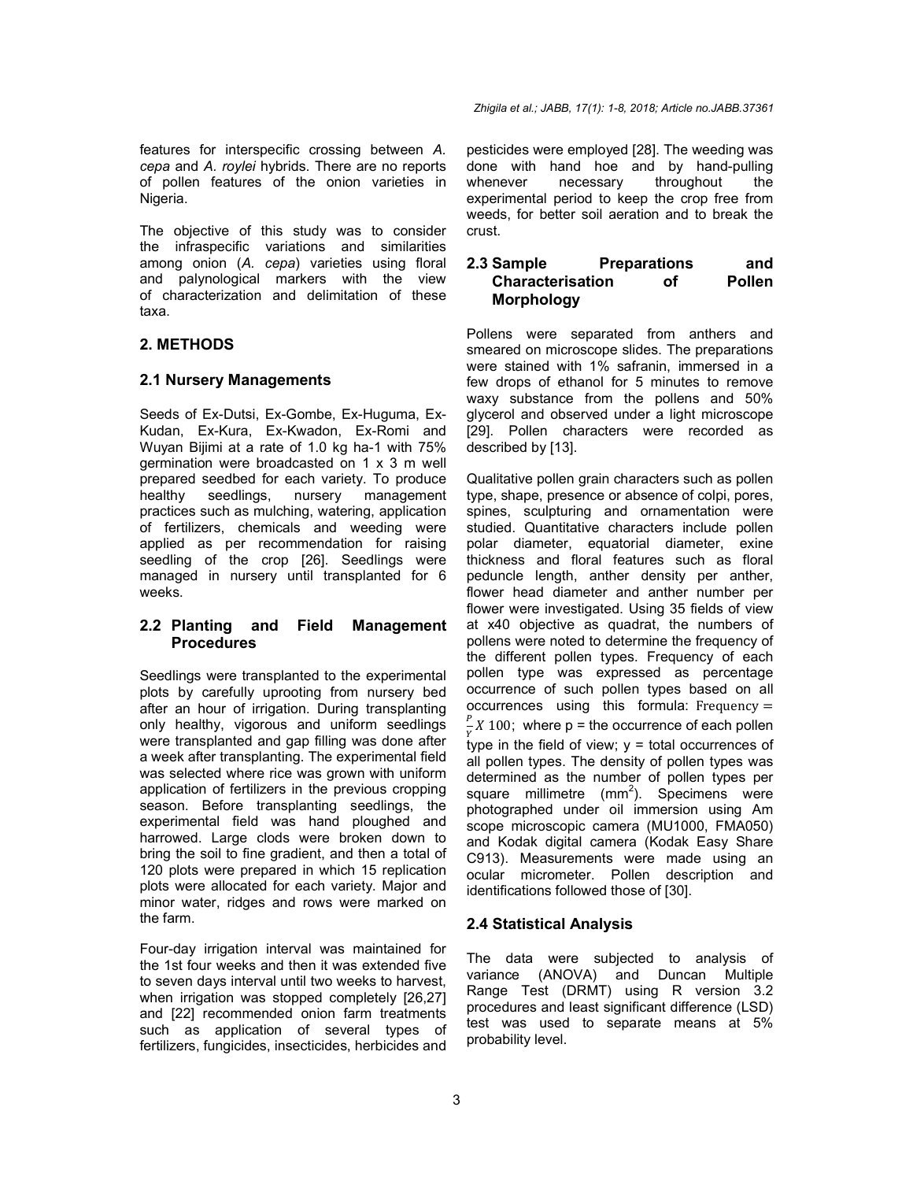features for interspecific crossing between *A. cepa* and *A. roylei* hybrids. There are no reports of pollen features of the onion varieties in Nigeria.

The objective of this study was to consider the infraspecific variations and similarities among onion (*A. cepa*) varieties using floral and palynological markers with the view of characterization and delimitation of these taxa.

## 2. METHODS

### 2.1 Nursery Managements

Seeds of Ex-Dutsi, Ex-Gombe, Ex-Huguma, Ex-Kudan, Ex-Kura, Ex-Kwadon, Ex-Romi and Wuyan Bijimi at a rate of 1.0 kg ha-1 with 75% germination were broadcasted on 1 x 3 m well prepared seedbed for each variety. To produce healthy seedlings, nursery management practices such as mulching, watering, application of fertilizers, chemicals and weeding were applied as per recommendation for raising seedling of the crop [26]. Seedlings were managed in nursery until transplanted for 6 weeks.

### 2.2 Planting and Field Management Procedures

Seedlings were transplanted to the experimental plots by carefully uprooting from nursery bed after an hour of irrigation. During transplanting only healthy, vigorous and uniform seedlings were transplanted and gap filling was done after a week after transplanting. The experimental field was selected where rice was grown with uniform application of fertilizers in the previous cropping season. Before transplanting seedlings, the experimental field was hand ploughed and harrowed. Large clods were broken down to bring the soil to fine gradient, and then a total of 120 plots were prepared in which 15 replication plots were allocated for each variety. Major and minor water, ridges and rows were marked on the farm.

Four-day irrigation interval was maintained for the 1st four weeks and then it was extended five to seven days interval until two weeks to harvest, when irrigation was stopped completely [26,27] and [22] recommended onion farm treatments such as application of several types of fertilizers, fungicides, insecticides, herbicides and pesticides were employed [28]. The weeding was done with hand hoe and by hand-pulling whenever necessary throughout the experimental period to keep the crop free from weeds, for better soil aeration and to break the crust.

### 2.3 Sample Preparations and Characterisation of Pollen Morphology

Pollens were separated from anthers and smeared on microscope slides. The preparations were stained with 1% safranin, immersed in a few drops of ethanol for 5 minutes to remove waxy substance from the pollens and 50% glycerol and observed under a light microscope [29]. Pollen characters were recorded as described by [13].

Qualitative pollen grain characters such as pollen type, shape, presence or absence of colpi, pores, spines, sculpturing and ornamentation were studied. Quantitative characters include pollen polar diameter, equatorial diameter, exine thickness and floral features such as floral peduncle length, anther density per anther, flower head diameter and anther number per flower were investigated. Using 35 fields of view at x40 objective as quadrat, the numbers of pollens were noted to determine the frequency of the different pollen types. Frequency of each pollen type was expressed as percentage occurrence of such pollen types based on all occurrences using this formula: $\text{Frequency} = \frac{P}{Y} X\ 100$; where p = the occurrence of each pollen type in the field of view; y = total occurrences of all pollen types. The density of pollen types was determined as the number of pollen types per square millimetre ($mm^2$). Specimens were photographed under oil immersion using Am scope microscopic camera (MU1000, FMA050) and Kodak digital camera (Kodak Easy Share C913). Measurements were made using an ocular micrometer. Pollen description and identifications followed those of [30].

### 2.4 Statistical Analysis

The data were subjected to analysis of variance (ANOVA) and Duncan Multiple Range Test (DRMT) using R version 3.2 procedures and least significant difference (LSD) test was used to separate means at 5% probability level.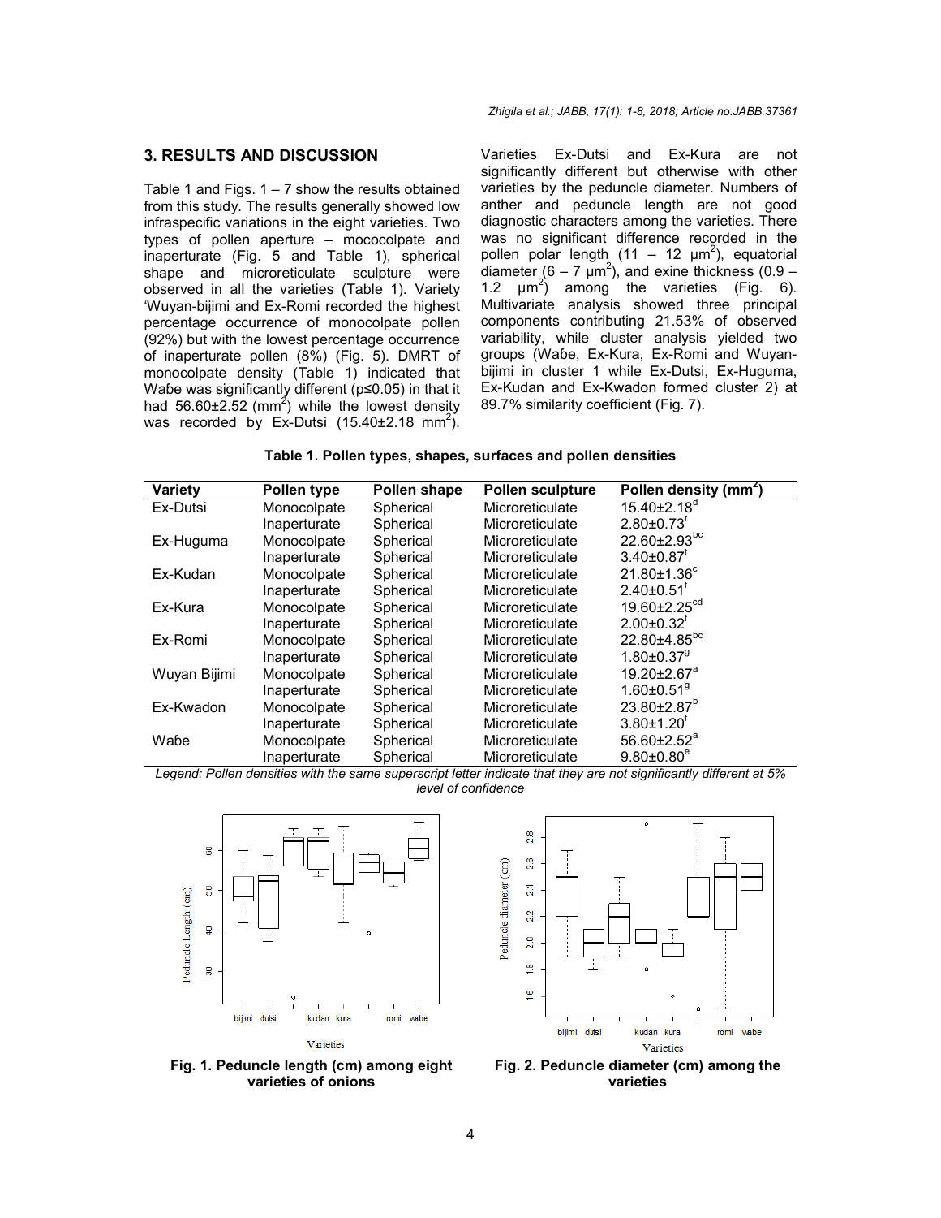## 3. RESULTS AND DISCUSSION

Table 1 and Figs. 1 – 7 show the results obtained from this study. The results generally showed low infraspecific variations in the eight varieties. Two types of pollen aperture – mococolpate and inaperturate (Fig. 5 and Table 1), spherical shape and microreticulate sculpture were observed in all the varieties (Table 1). Variety 'Wuyan-bijimi and Ex-Romi recorded the highest percentage occurrence of monocolpate pollen (92%) but with the lowest percentage occurrence of inaperturate pollen (8%) (Fig. 5). DMRT of monocolpate density (Table 1) indicated that Waɓe was significantly different ($p \leq 0.05$) in that it had 56.60±2.52 ($mm^2$) while the lowest density was recorded by Ex-Dutsi (15.40±2.18 $mm^2$). Varieties Ex-Dutsi and Ex-Kura are not significantly different but otherwise with other varieties by the peduncle diameter. Numbers of anther and peduncle length are not good diagnostic characters among the varieties. There was no significant difference recorded in the pollen polar length (11 – 12 $\mu m^2$), equatorial diameter (6 – 7 $\mu m^2$), and exine thickness (0.9 – 1.2 $\mu m^2$) among the varieties (Fig. 6). Multivariate analysis showed three principal components contributing 21.53% of observed variability, while cluster analysis yielded two groups (Waɓe, Ex-Kura, Ex-Romi and Wuyan-bijimi in cluster 1 while Ex-Dutsi, Ex-Huguma, Ex-Kudan and Ex-Kwadon formed cluster 2) at 89.7% similarity coefficient (Fig. 7).

**Table 1. Pollen types, shapes, surfaces and pollen densities**

| Variety | Pollen type | Pollen shape | Pollen sculpture | Pollen density ($mm^2$) |
|---|---|---|---|---|
| Ex-Dutsi | Monocolpate | Spherical | Microreticulate | $15.40 \pm 2.18^{d}$ |
| | Inaperturate | Spherical | Microreticulate | $2.80 \pm 0.73^{f}$ |
| Ex-Huguma | Monocolpate | Spherical | Microreticulate | $22.60 \pm 2.93^{bc}$ |
| | Inaperturate | Spherical | Microreticulate | $3.40 \pm 0.87^{f}$ |
| Ex-Kudan | Monocolpate | Spherical | Microreticulate | $21.80 \pm 1.36^{c}$ |
| | Inaperturate | Spherical | Microreticulate | $2.40 \pm 0.51^{f}$ |
| Ex-Kura | Monocolpate | Spherical | Microreticulate | $19.60 \pm 2.25^{cd}$ |
| | Inaperturate | Spherical | Microreticulate | $2.00 \pm 0.32^{f}$ |
| Ex-Romi | Monocolpate | Spherical | Microreticulate | $22.80 \pm 4.85^{bc}$ |
| | Inaperturate | Spherical | Microreticulate | $1.80 \pm 0.37^{g}$ |
| Wuyan Bijimi | Monocolpate | Spherical | Microreticulate | $19.20 \pm 2.67^{a}$ |
| | Inaperturate | Spherical | Microreticulate | $1.60 \pm 0.51^{g}$ |
| Ex-Kwadon | Monocolpate | Spherical | Microreticulate | $23.80 \pm 2.87^{b}$ |
| | Inaperturate | Spherical | Microreticulate | $3.80 \pm 1.20^{f}$ |
| Waɓe | Monocolpate | Spherical | Microreticulate | $56.60 \pm 2.52^{a}$ |
| | Inaperturate | Spherical | Microreticulate | $9.80 \pm 0.80^{e}$ |

*Legend: Pollen densities with the same superscript letter indicate that they are not significantly different at 5% level of confidence*

**Fig. 1. Peduncle length (cm) among eight varieties of onions**

**Fig. 2. Peduncle diameter (cm) among the varieties**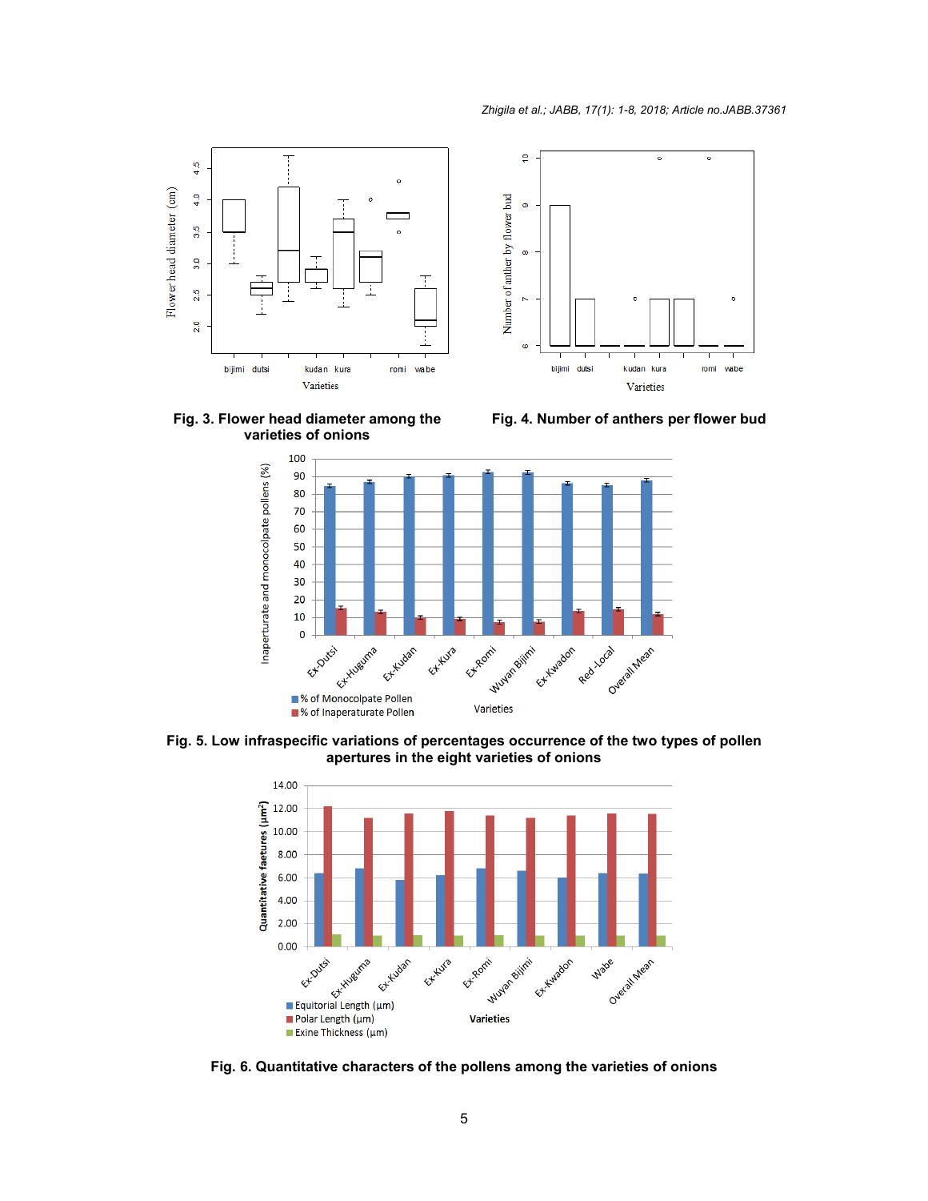Fig. 3. Flower head diameter among the varieties of onions

Fig. 4. Number of anthers per flower bud

Fig. 5. Low infraspecific variations of percentages occurrence of the two types of pollen apertures in the eight varieties of onions

Fig. 6. Quantitative characters of the pollens among the varieties of onions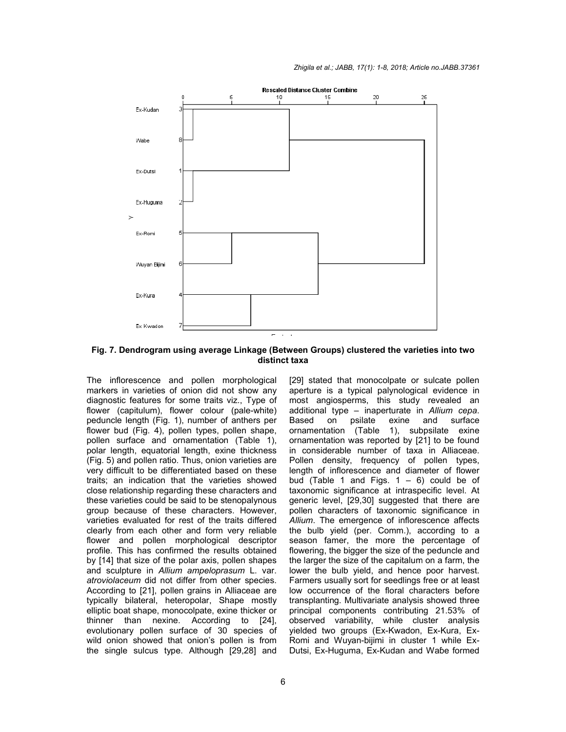**Fig. 7. Dendrogram using average Linkage (Between Groups) clustered the varieties into two distinct taxa**

The inflorescence and pollen morphological markers in varieties of onion did not show any diagnostic features for some traits viz., Type of flower (capitulum), flower colour (pale-white) peduncle length (Fig. 1), number of anthers per flower bud (Fig. 4), pollen types, pollen shape, pollen surface and ornamentation (Table 1), polar length, equatorial length, exine thickness (Fig. 5) and pollen ratio. Thus, onion varieties are very difficult to be differentiated based on these traits; an indication that the varieties showed close relationship regarding these characters and these varieties could be said to be stenopalynous group because of these characters. However, varieties evaluated for rest of the traits differed clearly from each other and form very reliable flower and pollen morphological descriptor profile. This has confirmed the results obtained by [14] that size of the polar axis, pollen shapes and sculpture in *Allium ampeloprasum* L. var. *atroviolaceum* did not differ from other species. According to [21], pollen grains in Alliaceae are typically bilateral, heteropolar, Shape mostly elliptic boat shape, monocolpate, exine thicker or thinner than nexine. According to [24], evolutionary pollen surface of 30 species of wild onion showed that onion's pollen is from the single sulcus type. Although [29,28] and [29] stated that monocolpate or sulcate pollen aperture is a typical palynological evidence in most angiosperms, this study revealed an additional type – inaperturate in *Allium cepa*. Based on psilate exine and surface ornamentation (Table 1), subpsilate exine ornamentation was reported by [21] to be found in considerable number of taxa in Alliaceae. Pollen density, frequency of pollen types, length of inflorescence and diameter of flower bud (Table 1 and Figs. 1 – 6) could be of taxonomic significance at intraspecific level. At generic level, [29,30] suggested that there are pollen characters of taxonomic significance in *Allium*. The emergence of inflorescence affects the bulb yield (per. Comm.), according to a season famer, the more the percentage of flowering, the bigger the size of the peduncle and the larger the size of the capitalum on a farm, the lower the bulb yield, and hence poor harvest. Farmers usually sort for seedlings free or at least low occurrence of the floral characters before transplanting. Multivariate analysis showed three principal components contributing 21.53% of observed variability, while cluster analysis yielded two groups (Ex-Kwadon, Ex-Kura, Ex-Romi and Wuyan-bijimi in cluster 1 while Ex-Dutsi, Ex-Huguma, Ex-Kudan and Waɓe formed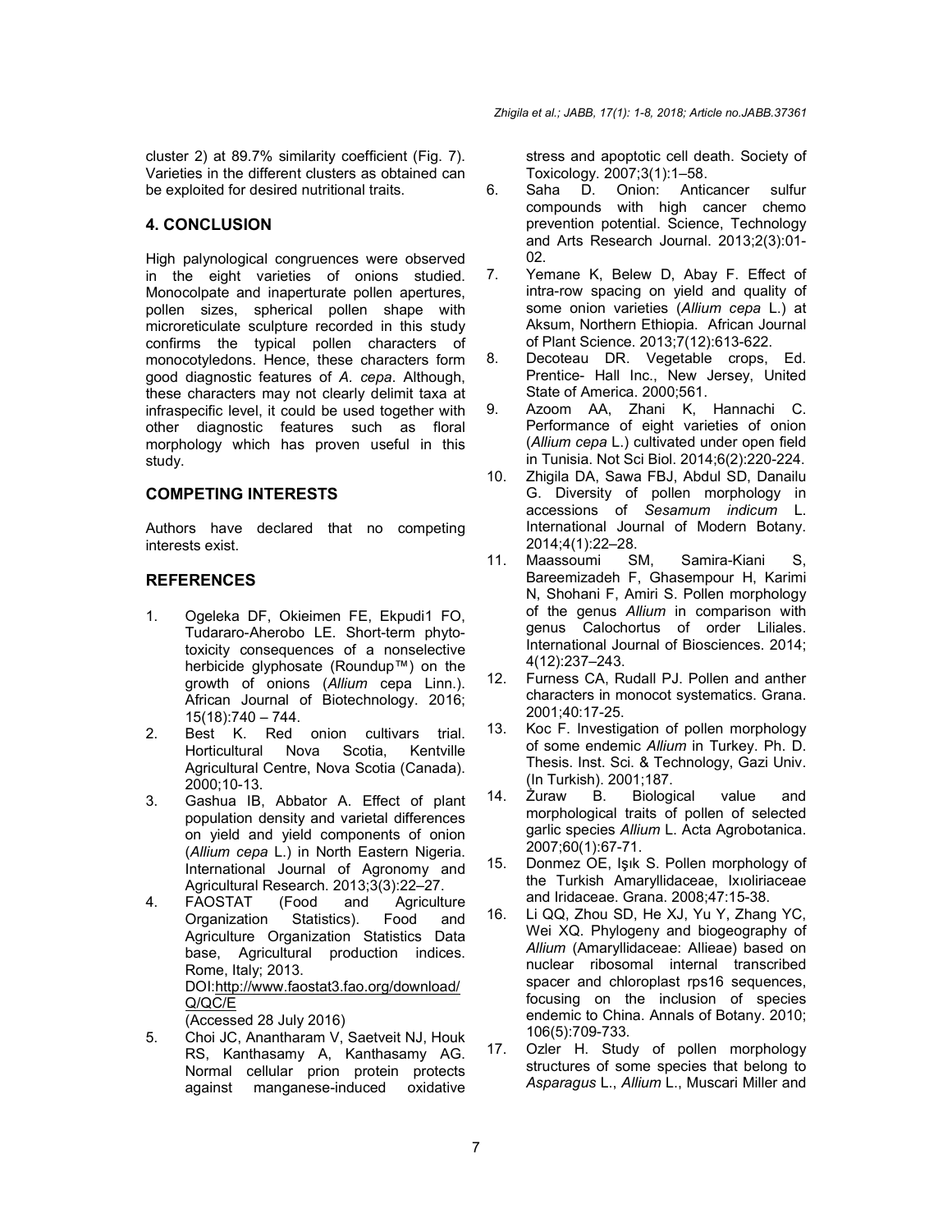cluster 2) at 89.7% similarity coefficient (Fig. 7). Varieties in the different clusters as obtained can be exploited for desired nutritional traits.

## 4. CONCLUSION

High palynological congruences were observed in the eight varieties of onions studied. Monocolpate and inaperturate pollen apertures, pollen sizes, spherical pollen shape with microreticulate sculpture recorded in this study confirms the typical pollen characters of monocotyledons. Hence, these characters form good diagnostic features of *A. cepa*. Although, these characters may not clearly delimit taxa at infraspecific level, it could be used together with other diagnostic features such as floral morphology which has proven useful in this study.

## COMPETING INTERESTS

Authors have declared that no competing interests exist.

## REFERENCES

1. Ogeleka DF, Okieimen FE, Ekpudi1 FO, Tudararo-Aherobo LE. Short-term phyto-toxicity consequences of a nonselective herbicide glyphosate (Roundup™) on the growth of onions (*Allium* cepa Linn.). African Journal of Biotechnology. 2016; 15(18):740 – 744.
2. Best K. Red onion cultivars trial. Horticultural Nova Scotia, Kentville Agricultural Centre, Nova Scotia (Canada). 2000;10-13.
3. Gashua IB, Abbator A. Effect of plant population density and varietal differences on yield and yield components of onion (*Allium cepa* L.) in North Eastern Nigeria. International Journal of Agronomy and Agricultural Research. 2013;3(3):22–27.
4. FAOSTAT (Food and Agriculture Organization Statistics). Food and Agriculture Organization Statistics Data base, Agricultural production indices. Rome, Italy; 2013. DOI:http://www.faostat3.fao.org/download/Q/QC/E (Accessed 28 July 2016)
5. Choi JC, Anantharam V, Saetveit NJ, Houk RS, Kanthasamy A, Kanthasamy AG. Normal cellular prion protein protects against manganese-induced oxidative stress and apoptotic cell death. Society of Toxicology. 2007;3(1):1–58.
6. Saha D. Onion: Anticancer sulfur compounds with high cancer chemo prevention potential. Science, Technology and Arts Research Journal. 2013;2(3):01-02.
7. Yemane K, Belew D, Abay F. Effect of intra-row spacing on yield and quality of some onion varieties (*Allium cepa* L.) at Aksum, Northern Ethiopia. African Journal of Plant Science. 2013;7(12):613-622.
8. Decoteau DR. Vegetable crops, Ed. Prentice- Hall Inc., New Jersey, United State of America. 2000;561.
9. Azoom AA, Zhani K, Hannachi C. Performance of eight varieties of onion (*Allium cepa* L.) cultivated under open field in Tunisia. Not Sci Biol. 2014;6(2):220-224.
10. Zhigila DA, Sawa FBJ, Abdul SD, Danailu G. Diversity of pollen morphology in accessions of *Sesamum indicum* L. International Journal of Modern Botany. 2014;4(1):22–28.
11. Maassoumi SM, Samira-Kiani S, Bareemizadeh F, Ghasempour H, Karimi N, Shohani F, Amiri S. Pollen morphology of the genus *Allium* in comparison with genus Calochortus of order Liliales. International Journal of Biosciences. 2014; 4(12):237–243.
12. Furness CA, Rudall PJ. Pollen and anther characters in monocot systematics. Grana. 2001;40:17-25.
13. Koc F. Investigation of pollen morphology of some endemic *Allium* in Turkey. Ph. D. Thesis. Inst. Sci. & Technology, Gazi Univ. (In Turkish). 2001;187.
14. Żuraw B. Biological value and morphological traits of pollen of selected garlic species *Allium* L. Acta Agrobotanica. 2007;60(1):67-71.
15. Donmez OE, Işık S. Pollen morphology of the Turkish Amaryllidaceae, Ixıoliriaceae and Iridaceae. Grana. 2008;47:15-38.
16. Li QQ, Zhou SD, He XJ, Yu Y, Zhang YC, Wei XQ. Phylogeny and biogeography of *Allium* (Amaryllidaceae: Allieae) based on nuclear ribosomal internal transcribed spacer and chloroplast rps16 sequences, focusing on the inclusion of species endemic to China. Annals of Botany. 2010; 106(5):709-733.
17. Ozler H. Study of pollen morphology structures of some species that belong to *Asparagus* L., *Allium* L., Muscari Miller and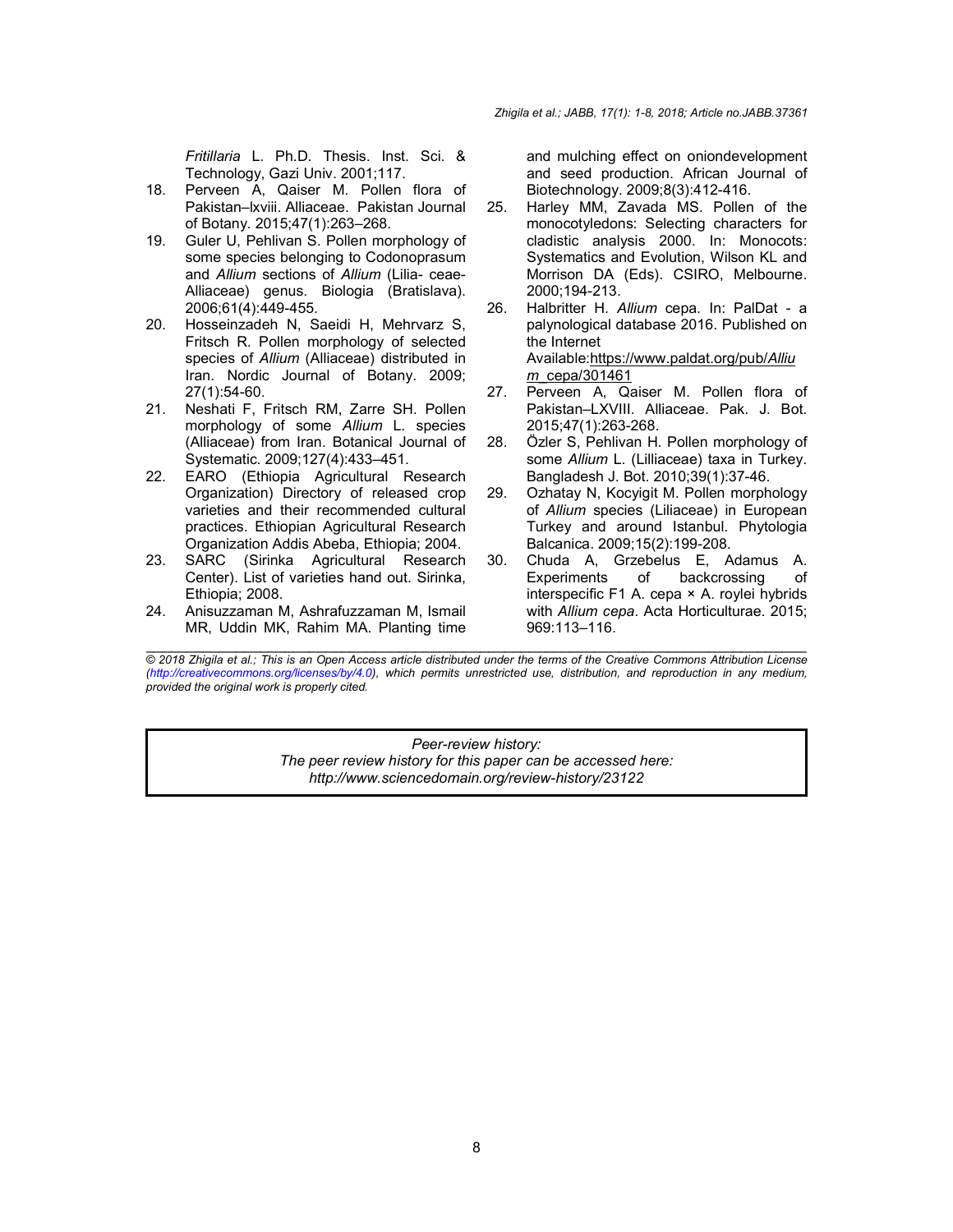*Fritillaria* L. Ph.D. Thesis. Inst. Sci. & Technology, Gazi Univ. 2001;117.

18. Perveen A, Qaiser M. Pollen flora of Pakistan–lxviii. Alliaceae. Pakistan Journal of Botany. 2015;47(1):263–268.
19. Guler U, Pehlivan S. Pollen morphology of some species belonging to Codonoprasum and *Allium* sections of *Allium* (Lilia- ceae-Alliaceae) genus. Biologia (Bratislava). 2006;61(4):449-455.
20. Hosseinzadeh N, Saeidi H, Mehrvarz S, Fritsch R. Pollen morphology of selected species of *Allium* (Alliaceae) distributed in Iran. Nordic Journal of Botany. 2009; 27(1):54-60.
21. Neshati F, Fritsch RM, Zarre SH. Pollen morphology of some *Allium* L. species (Alliaceae) from Iran. Botanical Journal of Systematic. 2009;127(4):433–451.
22. EARO (Ethiopia Agricultural Research Organization) Directory of released crop varieties and their recommended cultural practices. Ethiopian Agricultural Research Organization Addis Abeba, Ethiopia; 2004.
23. SARC (Sirinka Agricultural Research Center). List of varieties hand out. Sirinka, Ethiopia; 2008.
24. Anisuzzaman M, Ashrafuzzaman M, Ismail MR, Uddin MK, Rahim MA. Planting time and mulching effect on oniondevelopment and seed production. African Journal of Biotechnology. 2009;8(3):412-416.
25. Harley MM, Zavada MS. Pollen of the monocotyledons: Selecting characters for cladistic analysis 2000. In: Monocots: Systematics and Evolution, Wilson KL and Morrison DA (Eds). CSIRO, Melbourne. 2000;194-213.
26. Halbritter H. *Allium* cepa. In: PalDat - a palynological database 2016. Published on the Internet Available:https://www.paldat.org/pub/*Allium*_cepa/301461
27. Perveen A, Qaiser M. Pollen flora of Pakistan–LXVIII. Alliaceae. Pak. J. Bot. 2015;47(1):263-268.
28. Özler S, Pehlivan H. Pollen morphology of some *Allium* L. (Lilliaceae) taxa in Turkey. Bangladesh J. Bot. 2010;39(1):37-46.
29. Ozhatay N, Kocyigit M. Pollen morphology of *Allium* species (Liliaceae) in European Turkey and around Istanbul. Phytologia Balcanica. 2009;15(2):199-208.
30. Chuda A, Grzebelus E, Adamus A. Experiments of backcrossing of interspecific F1 A. cepa × A. roylei hybrids with *Allium cepa*. Acta Horticulturae. 2015; 969:113–116.

---

*© 2018 Zhigila et al.; This is an Open Access article distributed under the terms of the Creative Commons Attribution License (http://creativecommons.org/licenses/by/4.0), which permits unrestricted use, distribution, and reproduction in any medium, provided the original work is properly cited.*

*Peer-review history:*
*The peer review history for this paper can be accessed here:*
*http://www.sciencedomain.org/review-history/23122*